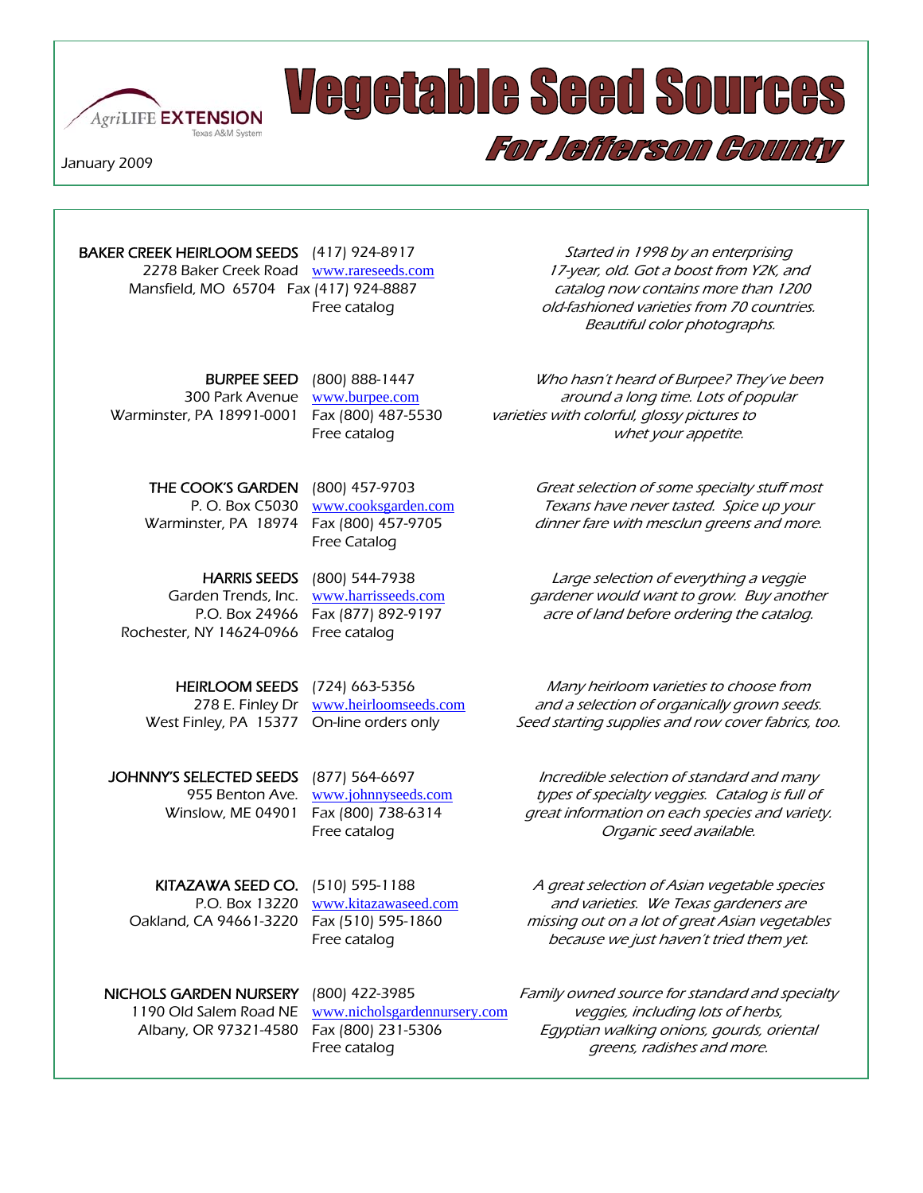AgriLIFE EXTENSION
Texas A&M System

January 2009

# Vegetable Seed Sources

## For Jefferson County

**BAKER CREEK HEIRLOOM SEEDS**
2278 Baker Creek Road
Mansfield, MO 65704
(417) 924-8917
www.rareseeds.com
Fax (417) 924-8887
Free catalog

*Started in 1998 by an enterprising 17-year, old. Got a boost from Y2K, and catalog now contains more than 1200 old-fashioned varieties from 70 countries. Beautiful color photographs.*

**BURPEE SEED**
300 Park Avenue
Warminster, PA 18991-0001
(800) 888-1447
www.burpee.com
Fax (800) 487-5530
Free catalog

*Who hasn't heard of Burpee? They've been around a long time. Lots of popular varieties with colorful, glossy pictures to whet your appetite.*

**THE COOK'S GARDEN**
P. O. Box C5030
Warminster, PA 18974
(800) 457-9703
www.cooksgarden.com
Fax (800) 457-9705
Free Catalog

*Great selection of some specialty stuff most Texans have never tasted. Spice up your dinner fare with mesclun greens and more.*

**HARRIS SEEDS**
Garden Trends, Inc.
P.O. Box 24966
Rochester, NY 14624-0966
(800) 544-7938
www.harrisseeds.com
Fax (877) 892-9197
Free catalog

*Large selection of everything a veggie gardener would want to grow. Buy another acre of land before ordering the catalog.*

**HEIRLOOM SEEDS**
278 E. Finley Dr
West Finley, PA 15377
(724) 663-5356
www.heirloomseeds.com
On-line orders only

*Many heirloom varieties to choose from and a selection of organically grown seeds. Seed starting supplies and row cover fabrics, too.*

**JOHNNY'S SELECTED SEEDS**
955 Benton Ave.
Winslow, ME 04901
(877) 564-6697
www.johnnyseeds.com
Fax (800) 738-6314
Free catalog

*Incredible selection of standard and many types of specialty veggies. Catalog is full of great information on each species and variety. Organic seed available.*

**KITAZAWA SEED CO.**
P.O. Box 13220
Oakland, CA 94661-3220
(510) 595-1188
www.kitazawaseed.com
Fax (510) 595-1860
Free catalog

*A great selection of Asian vegetable species and varieties. We Texas gardeners are missing out on a lot of great Asian vegetables because we just haven't tried them yet.*

**NICHOLS GARDEN NURSERY**
1190 Old Salem Road NE
Albany, OR 97321-4580
(800) 422-3985
www.nicholsgardennursery.com
Fax (800) 231-5306
Free catalog

*Family owned source for standard and specialty veggies, including lots of herbs, Egyptian walking onions, gourds, oriental greens, radishes and more.*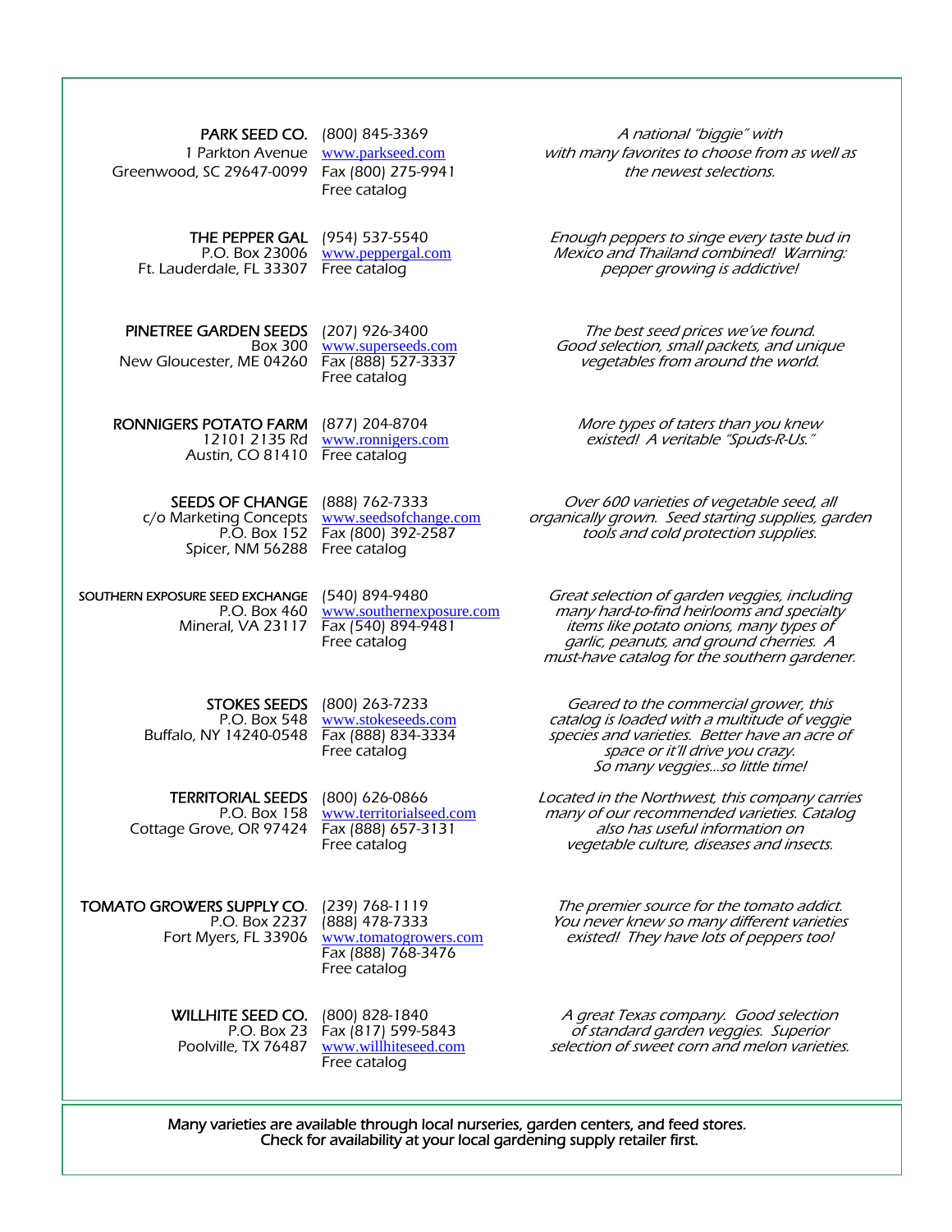**PARK SEED CO.**
1 Parkton Avenue
Greenwood, SC 29647-0099
(800) 845-3369
www.parkseed.com
Fax (800) 275-9941
Free catalog

*A national "biggie" with with many favorites to choose from as well as the newest selections.*

**THE PEPPER GAL**
P.O. Box 23006
Ft. Lauderdale, FL 33307
(954) 537-5540
www.peppergal.com
Free catalog

*Enough peppers to singe every taste bud in Mexico and Thailand combined! Warning: pepper growing is addictive!*

**PINETREE GARDEN SEEDS**
Box 300
New Gloucester, ME 04260
(207) 926-3400
www.superseeds.com
Fax (888) 527-3337
Free catalog

*The best seed prices we've found. Good selection, small packets, and unique vegetables from around the world.*

**RONNIGERS POTATO FARM**
12101 2135 Rd
Austin, CO 81410
(877) 204-8704
www.ronnigers.com
Free catalog

*More types of taters than you knew existed! A veritable "Spuds-R-Us."*

**SEEDS OF CHANGE**
c/o Marketing Concepts
P.O. Box 152
Spicer, NM 56288
(888) 762-7333
www.seedsofchange.com
Fax (800) 392-2587
Free catalog

*Over 600 varieties of vegetable seed, all organically grown. Seed starting supplies, garden tools and cold protection supplies.*

**SOUTHERN EXPOSURE SEED EXCHANGE**
P.O. Box 460
Mineral, VA 23117
(540) 894-9480
www.southernexposure.com
Fax (540) 894-9481
Free catalog

*Great selection of garden veggies, including many hard-to-find heirlooms and specialty items like potato onions, many types of garlic, peanuts, and ground cherries. A must-have catalog for the southern gardener.*

**STOKES SEEDS**
P.O. Box 548
Buffalo, NY 14240-0548
(800) 263-7233
www.stokeseeds.com
Fax (888) 834-3334
Free catalog

*Geared to the commercial grower, this catalog is loaded with a multitude of veggie species and varieties. Better have an acre of space or it'll drive you crazy. So many veggies...so little time!*

**TERRITORIAL SEEDS**
P.O. Box 158
Cottage Grove, OR 97424
(800) 626-0866
www.territorialseed.com
Fax (888) 657-3131
Free catalog

*Located in the Northwest, this company carries many of our recommended varieties. Catalog also has useful information on vegetable culture, diseases and insects.*

**TOMATO GROWERS SUPPLY CO.**
P.O. Box 2237
Fort Myers, FL 33906
(239) 768-1119
(888) 478-7333
www.tomatogrowers.com
Fax (888) 768-3476
Free catalog

*The premier source for the tomato addict. You never knew so many different varieties existed! They have lots of peppers too!*

**WILLHITE SEED CO.**
P.O. Box 23
Poolville, TX 76487
(800) 828-1840
Fax (817) 599-5843
www.willhiteseed.com
Free catalog

*A great Texas company. Good selection of standard garden veggies. Superior selection of sweet corn and melon varieties.*

Many varieties are available through local nurseries, garden centers, and feed stores. Check for availability at your local gardening supply retailer first.